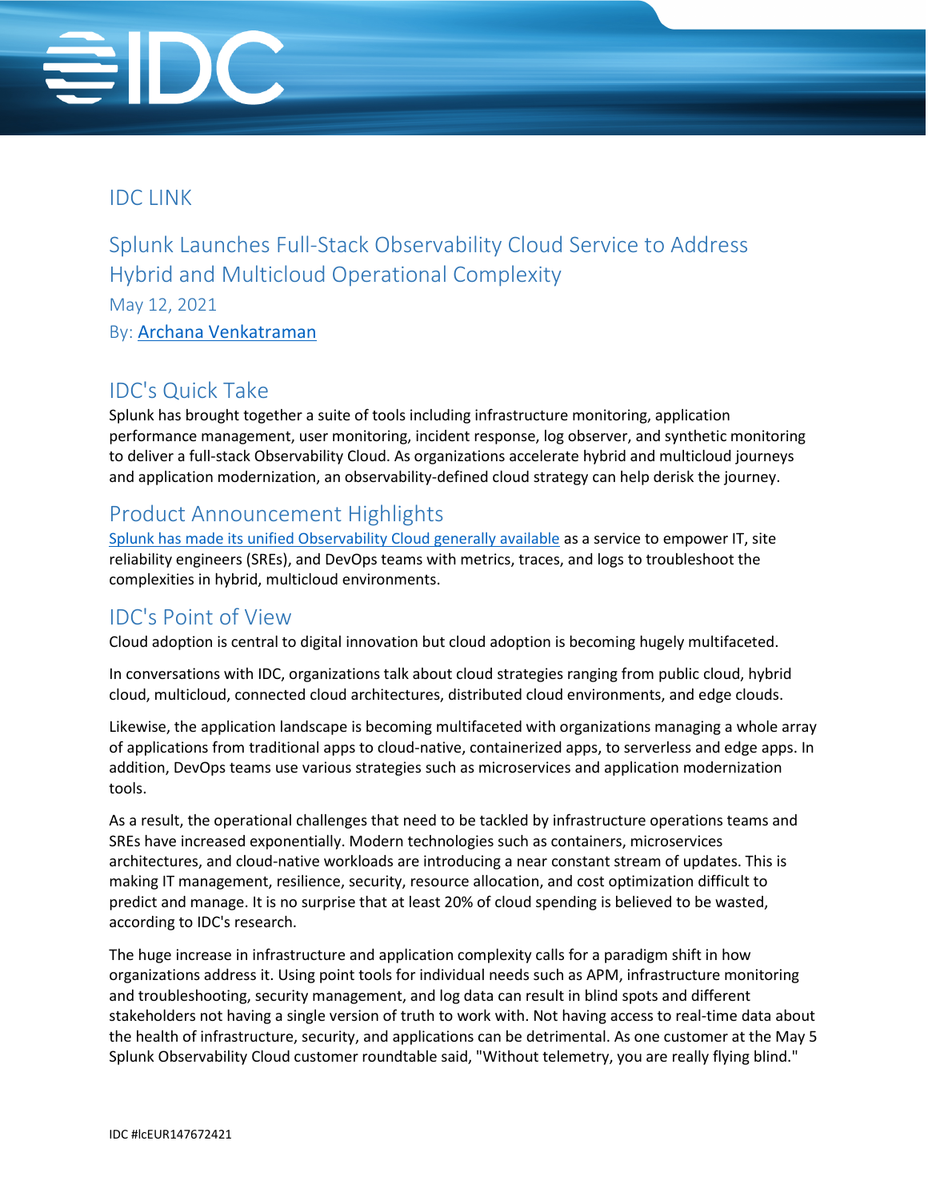# IDC LINK

## Splunk Launches Full-Stack Observability Cloud Service to Address Hybrid and Multicloud Operational Complexity

May 12, 2021

By: Archana Venkatraman

## IDC's Quick Take

Splunk has brought together a suite of tools including infrastructure monitoring, application performance management, user monitoring, incident response, log observer, and synthetic monitoring to deliver a full-stack Observability Cloud. As organizations accelerate hybrid and multicloud journeys and application modernization, an observability-defined cloud strategy can help derisk the journey.

## Product Announcement Highlights

Splunk has made its unified Observability Cloud generally available as a service to empower IT, site reliability engineers (SREs), and DevOps teams with metrics, traces, and logs to troubleshoot the complexities in hybrid, multicloud environments.

## IDC's Point of View

Cloud adoption is central to digital innovation but cloud adoption is becoming hugely multifaceted.

In conversations with IDC, organizations talk about cloud strategies ranging from public cloud, hybrid cloud, multicloud, connected cloud architectures, distributed cloud environments, and edge clouds.

Likewise, the application landscape is becoming multifaceted with organizations managing a whole array of applications from traditional apps to cloud-native, containerized apps, to serverless and edge apps. In addition, DevOps teams use various strategies such as microservices and application modernization tools.

As a result, the operational challenges that need to be tackled by infrastructure operations teams and SREs have increased exponentially. Modern technologies such as containers, microservices architectures, and cloud-native workloads are introducing a near constant stream of updates. This is making IT management, resilience, security, resource allocation, and cost optimization difficult to predict and manage. It is no surprise that at least 20% of cloud spending is believed to be wasted, according to IDC's research.

The huge increase in infrastructure and application complexity calls for a paradigm shift in how organizations address it. Using point tools for individual needs such as APM, infrastructure monitoring and troubleshooting, security management, and log data can result in blind spots and different stakeholders not having a single version of truth to work with. Not having access to real-time data about the health of infrastructure, security, and applications can be detrimental. As one customer at the May 5 Splunk Observability Cloud customer roundtable said, "Without telemetry, you are really flying blind."

IDC #lcEUR147672421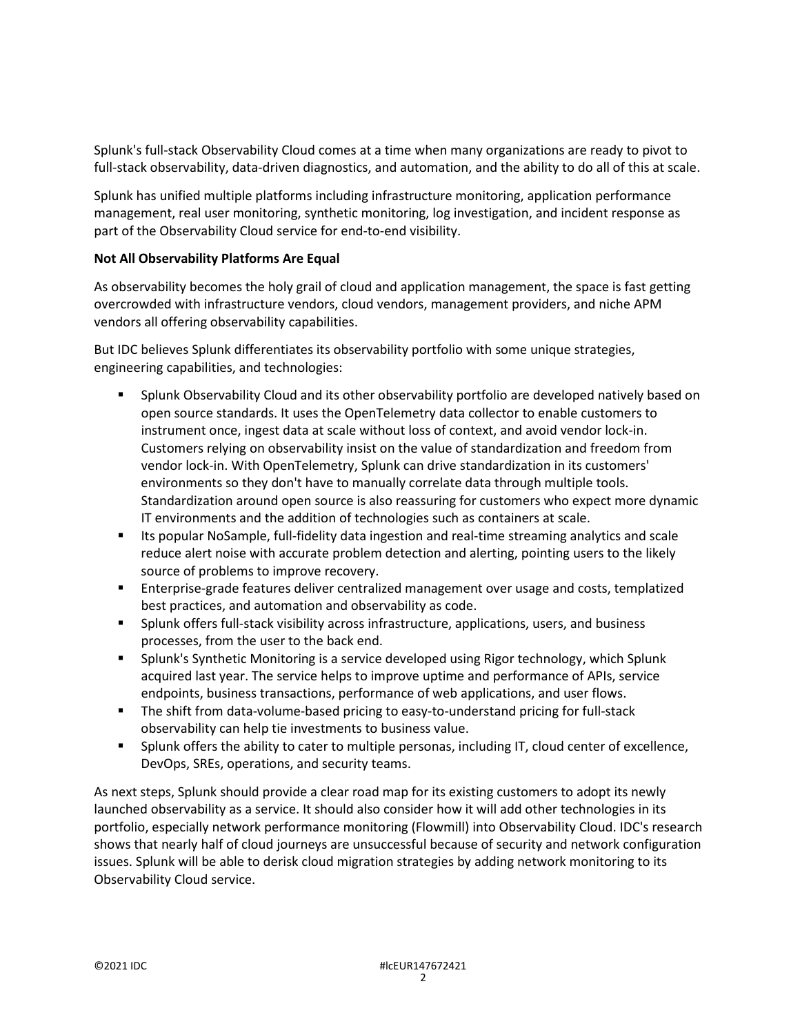Splunk's full-stack Observability Cloud comes at a time when many organizations are ready to pivot to full-stack observability, data-driven diagnostics, and automation, and the ability to do all of this at scale.

Splunk has unified multiple platforms including infrastructure monitoring, application performance management, real user monitoring, synthetic monitoring, log investigation, and incident response as part of the Observability Cloud service for end-to-end visibility.

**Not All Observability Platforms Are Equal**

As observability becomes the holy grail of cloud and application management, the space is fast getting overcrowded with infrastructure vendors, cloud vendors, management providers, and niche APM vendors all offering observability capabilities.

But IDC believes Splunk differentiates its observability portfolio with some unique strategies, engineering capabilities, and technologies:

- Splunk Observability Cloud and its other observability portfolio are developed natively based on open source standards. It uses the OpenTelemetry data collector to enable customers to instrument once, ingest data at scale without loss of context, and avoid vendor lock-in. Customers relying on observability insist on the value of standardization and freedom from vendor lock-in. With OpenTelemetry, Splunk can drive standardization in its customers' environments so they don't have to manually correlate data through multiple tools. Standardization around open source is also reassuring for customers who expect more dynamic IT environments and the addition of technologies such as containers at scale.
- Its popular NoSample, full-fidelity data ingestion and real-time streaming analytics and scale reduce alert noise with accurate problem detection and alerting, pointing users to the likely source of problems to improve recovery.
- Enterprise-grade features deliver centralized management over usage and costs, templatized best practices, and automation and observability as code.
- Splunk offers full-stack visibility across infrastructure, applications, users, and business processes, from the user to the back end.
- Splunk's Synthetic Monitoring is a service developed using Rigor technology, which Splunk acquired last year. The service helps to improve uptime and performance of APIs, service endpoints, business transactions, performance of web applications, and user flows.
- The shift from data-volume-based pricing to easy-to-understand pricing for full-stack observability can help tie investments to business value.
- Splunk offers the ability to cater to multiple personas, including IT, cloud center of excellence, DevOps, SREs, operations, and security teams.

As next steps, Splunk should provide a clear road map for its existing customers to adopt its newly launched observability as a service. It should also consider how it will add other technologies in its portfolio, especially network performance monitoring (Flowmill) into Observability Cloud. IDC's research shows that nearly half of cloud journeys are unsuccessful because of security and network configuration issues. Splunk will be able to derisk cloud migration strategies by adding network monitoring to its Observability Cloud service.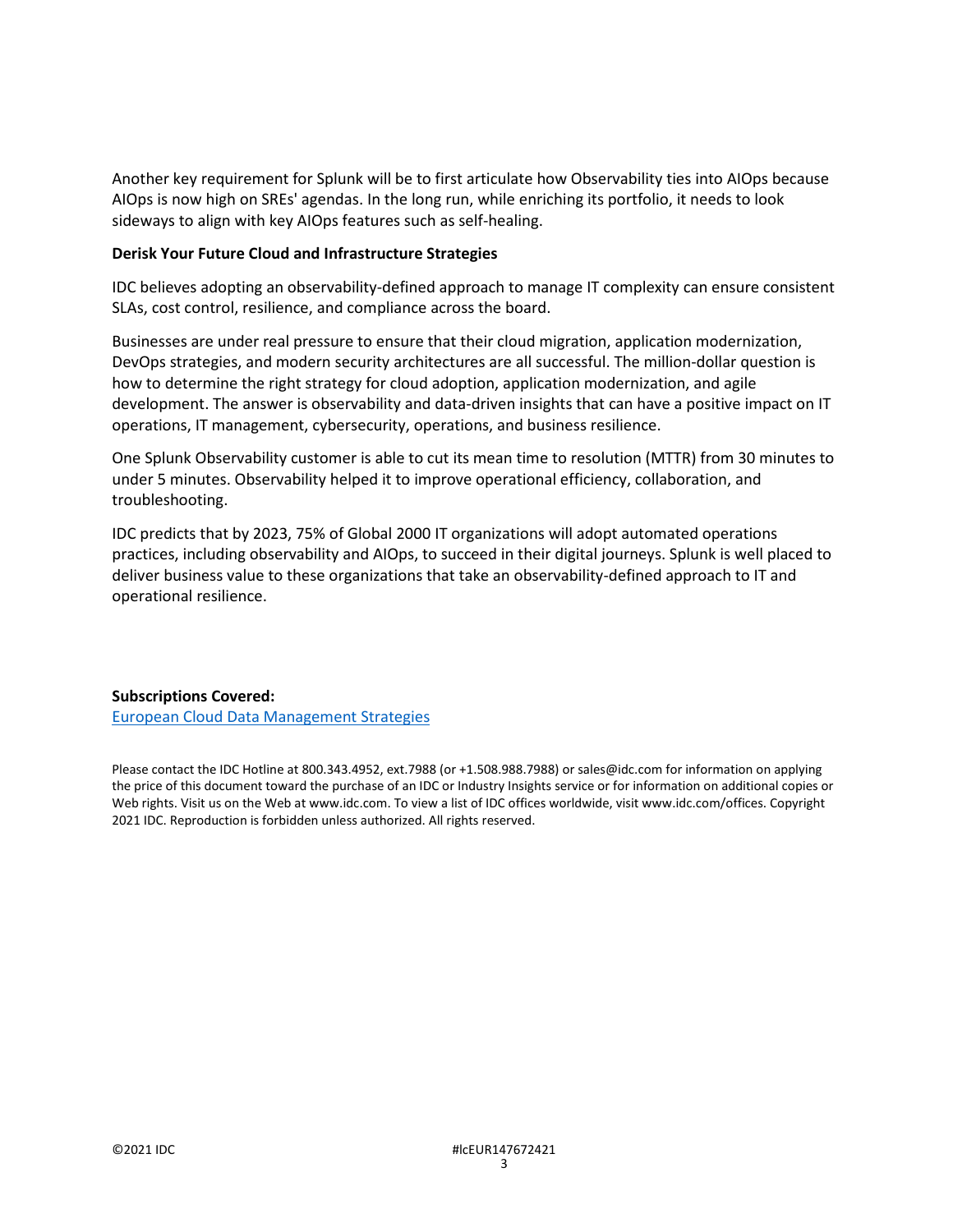Another key requirement for Splunk will be to first articulate how Observability ties into AIOps because AIOps is now high on SREs' agendas. In the long run, while enriching its portfolio, it needs to look sideways to align with key AIOps features such as self-healing.

**Derisk Your Future Cloud and Infrastructure Strategies**

IDC believes adopting an observability-defined approach to manage IT complexity can ensure consistent SLAs, cost control, resilience, and compliance across the board.

Businesses are under real pressure to ensure that their cloud migration, application modernization, DevOps strategies, and modern security architectures are all successful. The million-dollar question is how to determine the right strategy for cloud adoption, application modernization, and agile development. The answer is observability and data-driven insights that can have a positive impact on IT operations, IT management, cybersecurity, operations, and business resilience.

One Splunk Observability customer is able to cut its mean time to resolution (MTTR) from 30 minutes to under 5 minutes. Observability helped it to improve operational efficiency, collaboration, and troubleshooting.

IDC predicts that by 2023, 75% of Global 2000 IT organizations will adopt automated operations practices, including observability and AIOps, to succeed in their digital journeys. Splunk is well placed to deliver business value to these organizations that take an observability-defined approach to IT and operational resilience.

**Subscriptions Covered:**
European Cloud Data Management Strategies

Please contact the IDC Hotline at 800.343.4952, ext.7988 (or +1.508.988.7988) or sales@idc.com for information on applying the price of this document toward the purchase of an IDC or Industry Insights service or for information on additional copies or Web rights. Visit us on the Web at www.idc.com. To view a list of IDC offices worldwide, visit www.idc.com/offices. Copyright 2021 IDC. Reproduction is forbidden unless authorized. All rights reserved.